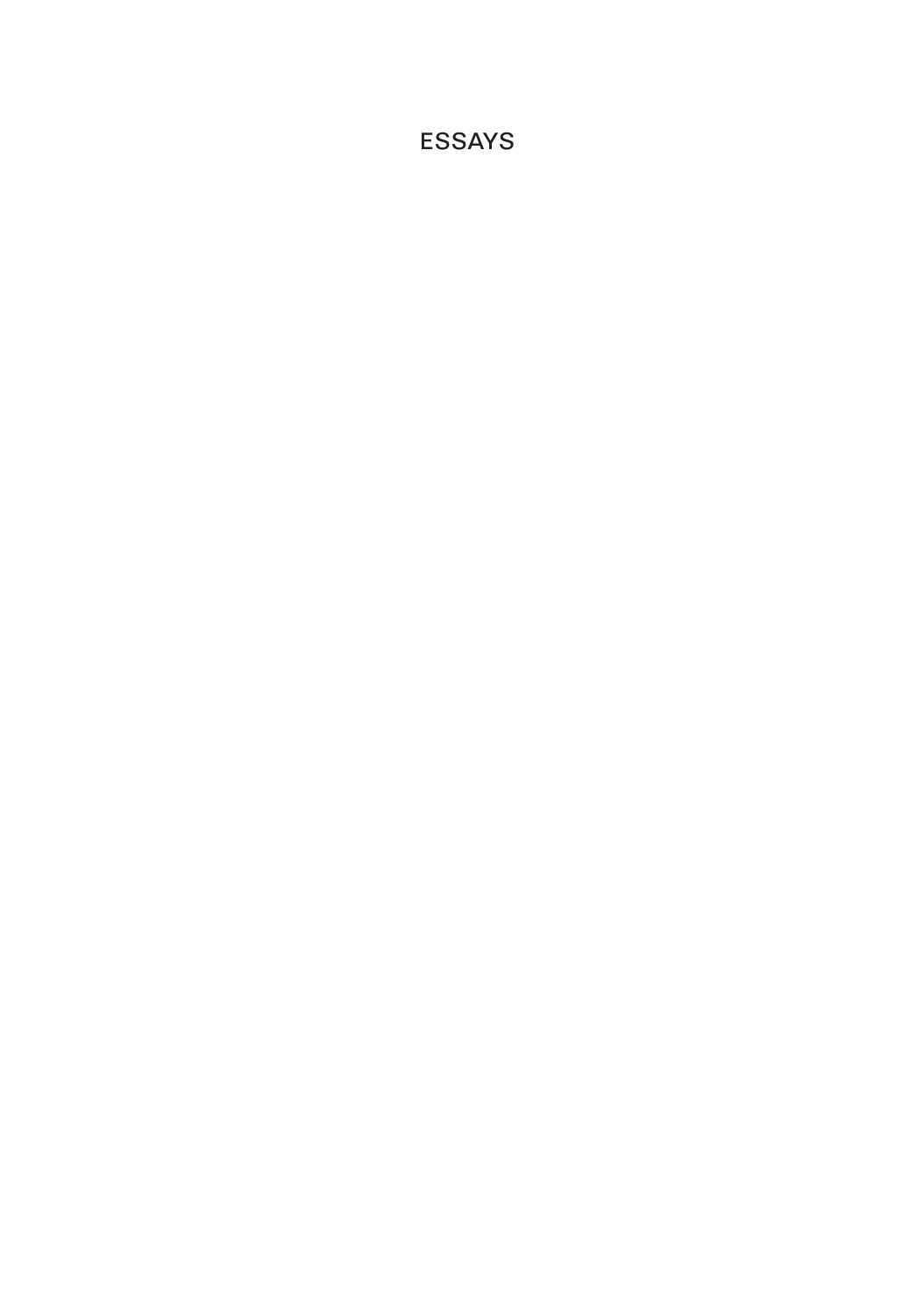# ESSAYS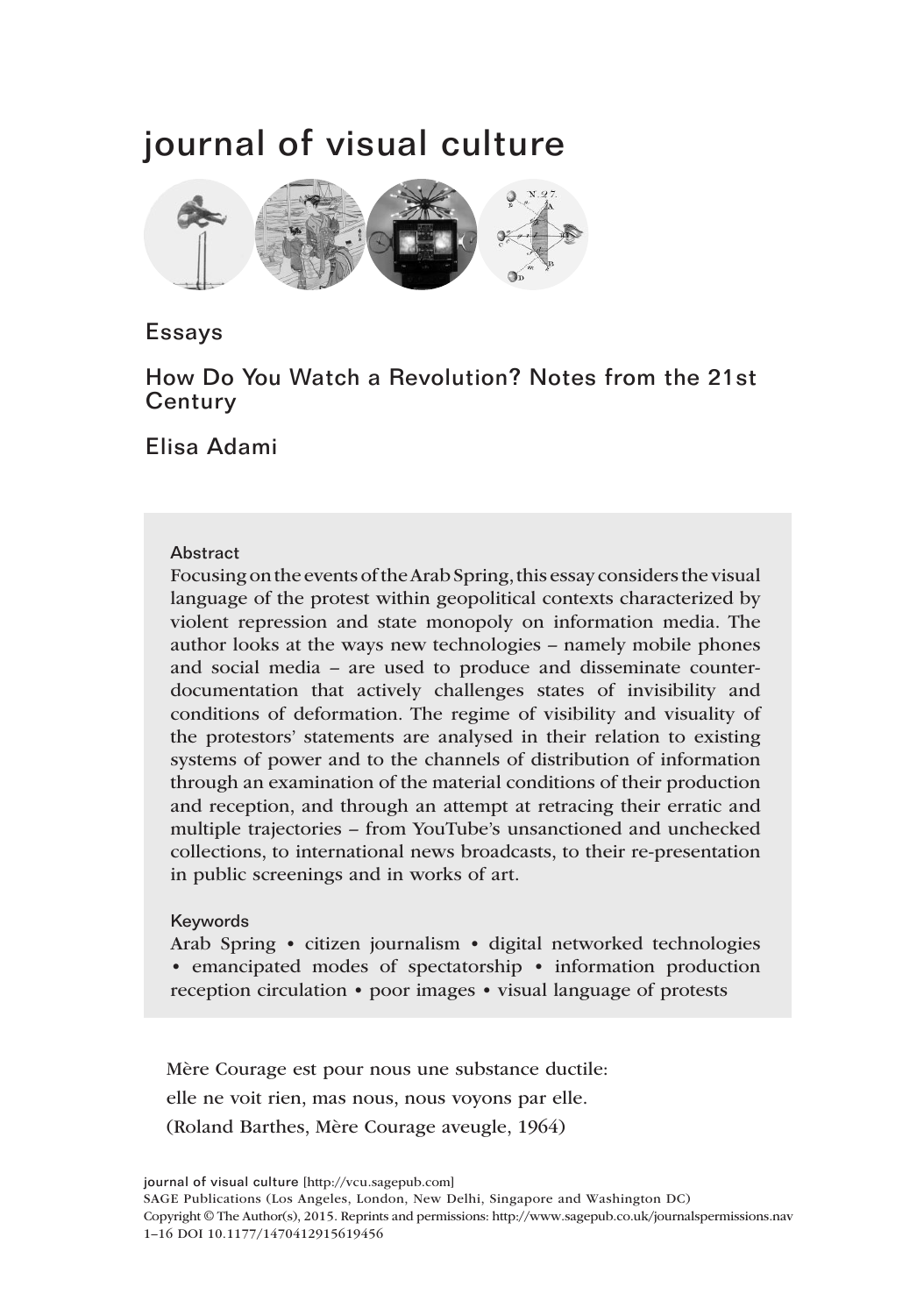# journal of visual culture

## Essays

## How Do You Watch a Revolution? Notes from the 21st Century

### Elisa Adami

**Abstract**

Focusing on the events of the Arab Spring, this essay considers the visual language of the protest within geopolitical contexts characterized by violent repression and state monopoly on information media. The author looks at the ways new technologies – namely mobile phones and social media – are used to produce and disseminate counter-documentation that actively challenges states of invisibility and conditions of deformation. The regime of visibility and visuality of the protestors' statements are analysed in their relation to existing systems of power and to the channels of distribution of information through an examination of the material conditions of their production and reception, and through an attempt at retracing their erratic and multiple trajectories – from YouTube's unsanctioned and unchecked collections, to international news broadcasts, to their re-presentation in public screenings and in works of art.

**Keywords**

Arab Spring • citizen journalism • digital networked technologies • emancipated modes of spectatorship • information production reception circulation • poor images • visual language of protests

> Mère Courage est pour nous une substance ductile:
> elle ne voit rien, mas nous, nous voyons par elle.
> (Roland Barthes, Mère Courage aveugle, 1964)

journal of visual culture [http://vcu.sagepub.com]
SAGE Publications (Los Angeles, London, New Delhi, Singapore and Washington DC)
Copyright © The Author(s), 2015. Reprints and permissions: http://www.sagepub.co.uk/journalspermissions.nav
1–16 DOI 10.1177/1470412915619456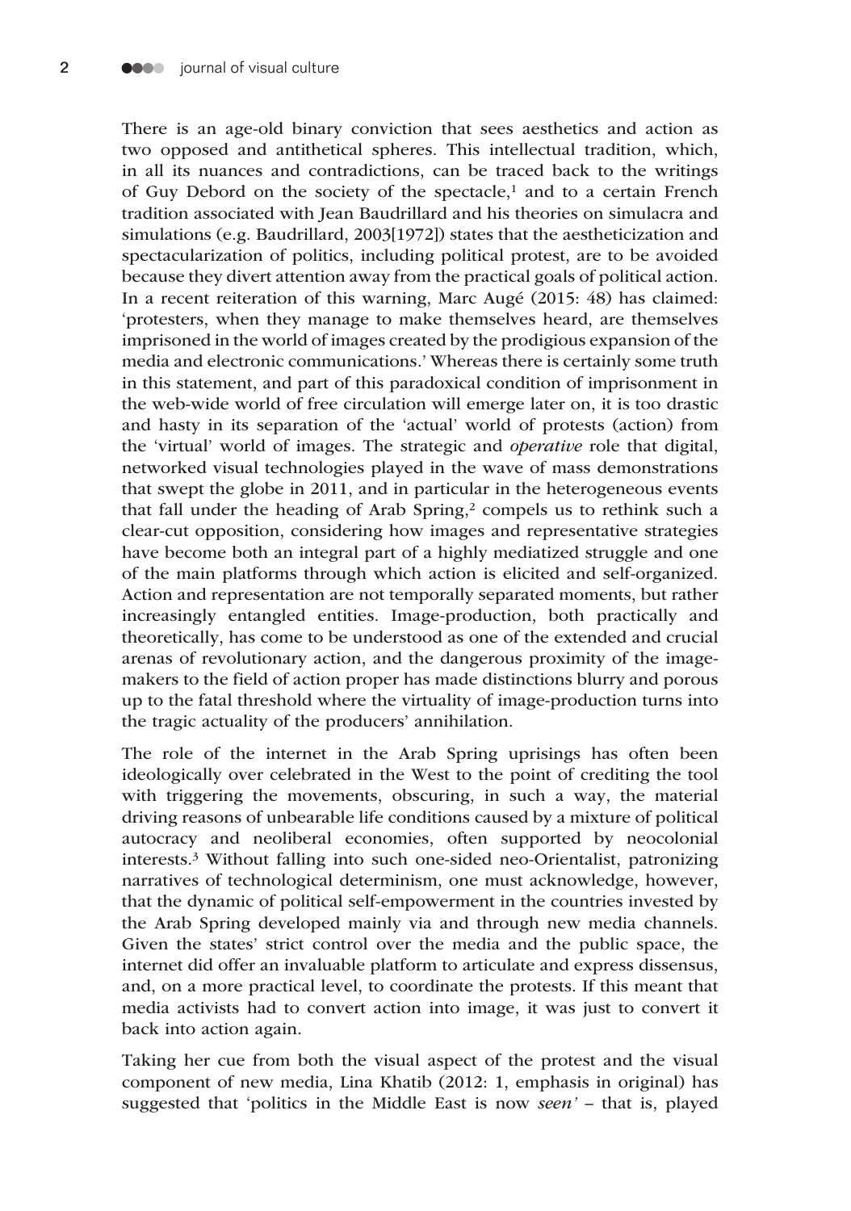There is an age-old binary conviction that sees aesthetics and action as two opposed and antithetical spheres. This intellectual tradition, which, in all its nuances and contradictions, can be traced back to the writings of Guy Debord on the society of the spectacle,[1] and to a certain French tradition associated with Jean Baudrillard and his theories on simulacra and simulations (e.g. Baudrillard, 2003[1972]) states that the aestheticization and spectacularization of politics, including political protest, are to be avoided because they divert attention away from the practical goals of political action. In a recent reiteration of this warning, Marc Augé (2015: 48) has claimed: 'protesters, when they manage to make themselves heard, are themselves imprisoned in the world of images created by the prodigious expansion of the media and electronic communications.' Whereas there is certainly some truth in this statement, and part of this paradoxical condition of imprisonment in the web-wide world of free circulation will emerge later on, it is too drastic and hasty in its separation of the 'actual' world of protests (action) from the 'virtual' world of images. The strategic and *operative* role that digital, networked visual technologies played in the wave of mass demonstrations that swept the globe in 2011, and in particular in the heterogeneous events that fall under the heading of Arab Spring,[2] compels us to rethink such a clear-cut opposition, considering how images and representative strategies have become both an integral part of a highly mediatized struggle and one of the main platforms through which action is elicited and self-organized. Action and representation are not temporally separated moments, but rather increasingly entangled entities. Image-production, both practically and theoretically, has come to be understood as one of the extended and crucial arenas of revolutionary action, and the dangerous proximity of the image-makers to the field of action proper has made distinctions blurry and porous up to the fatal threshold where the virtuality of image-production turns into the tragic actuality of the producers' annihilation.

The role of the internet in the Arab Spring uprisings has often been ideologically over celebrated in the West to the point of crediting the tool with triggering the movements, obscuring, in such a way, the material driving reasons of unbearable life conditions caused by a mixture of political autocracy and neoliberal economies, often supported by neocolonial interests.[3] Without falling into such one-sided neo-Orientalist, patronizing narratives of technological determinism, one must acknowledge, however, that the dynamic of political self-empowerment in the countries invested by the Arab Spring developed mainly via and through new media channels. Given the states' strict control over the media and the public space, the internet did offer an invaluable platform to articulate and express dissensus, and, on a more practical level, to coordinate the protests. If this meant that media activists had to convert action into image, it was just to convert it back into action again.

Taking her cue from both the visual aspect of the protest and the visual component of new media, Lina Khatib (2012: 1, emphasis in original) has suggested that 'politics in the Middle East is now *seen*' – that is, played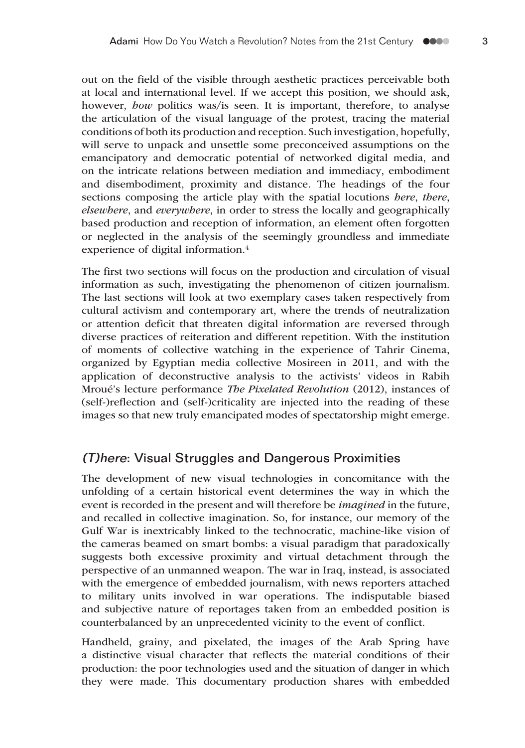out on the field of the visible through aesthetic practices perceivable both at local and international level. If we accept this position, we should ask, however, *how* politics was/is seen. It is important, therefore, to analyse the articulation of the visual language of the protest, tracing the material conditions of both its production and reception. Such investigation, hopefully, will serve to unpack and unsettle some preconceived assumptions on the emancipatory and democratic potential of networked digital media, and on the intricate relations between mediation and immediacy, embodiment and disembodiment, proximity and distance. The headings of the four sections composing the article play with the spatial locutions *here*, *there*, *elsewhere*, and *everywhere*, in order to stress the locally and geographically based production and reception of information, an element often forgotten or neglected in the analysis of the seemingly groundless and immediate experience of digital information.[4]

The first two sections will focus on the production and circulation of visual information as such, investigating the phenomenon of citizen journalism. The last sections will look at two exemplary cases taken respectively from cultural activism and contemporary art, where the trends of neutralization or attention deficit that threaten digital information are reversed through diverse practices of reiteration and different repetition. With the institution of moments of collective watching in the experience of Tahrir Cinema, organized by Egyptian media collective Mosireen in 2011, and with the application of deconstructive analysis to the activists' videos in Rabih Mroué's lecture performance *The Pixelated Revolution* (2012), instances of (self-)reflection and (self-)criticality are injected into the reading of these images so that new truly emancipated modes of spectatorship might emerge.

## *(T)here*: Visual Struggles and Dangerous Proximities

The development of new visual technologies in concomitance with the unfolding of a certain historical event determines the way in which the event is recorded in the present and will therefore be *imagined* in the future, and recalled in collective imagination. So, for instance, our memory of the Gulf War is inextricably linked to the technocratic, machine-like vision of the cameras beamed on smart bombs: a visual paradigm that paradoxically suggests both excessive proximity and virtual detachment through the perspective of an unmanned weapon. The war in Iraq, instead, is associated with the emergence of embedded journalism, with news reporters attached to military units involved in war operations. The indisputable biased and subjective nature of reportages taken from an embedded position is counterbalanced by an unprecedented vicinity to the event of conflict.

Handheld, grainy, and pixelated, the images of the Arab Spring have a distinctive visual character that reflects the material conditions of their production: the poor technologies used and the situation of danger in which they were made. This documentary production shares with embedded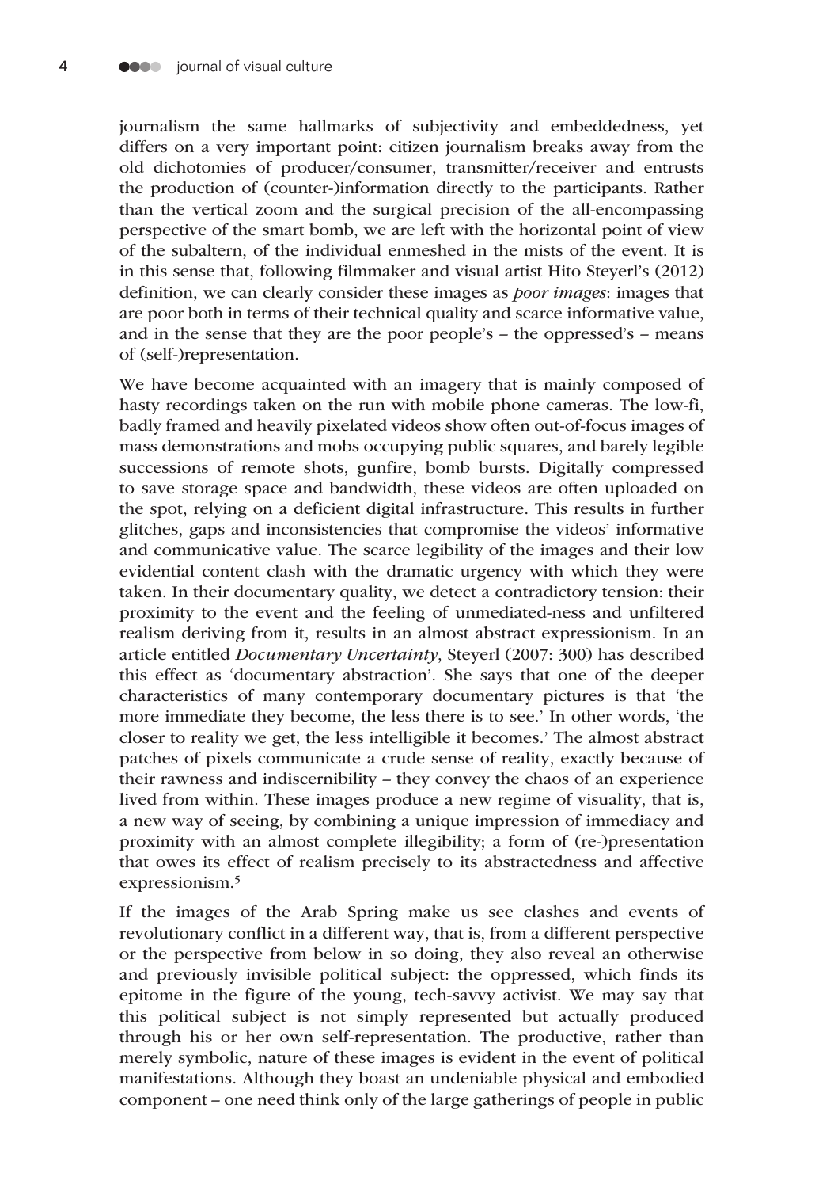journalism the same hallmarks of subjectivity and embeddedness, yet differs on a very important point: citizen journalism breaks away from the old dichotomies of producer/consumer, transmitter/receiver and entrusts the production of (counter-)information directly to the participants. Rather than the vertical zoom and the surgical precision of the all-encompassing perspective of the smart bomb, we are left with the horizontal point of view of the subaltern, of the individual enmeshed in the mists of the event. It is in this sense that, following filmmaker and visual artist Hito Steyerl's (2012) definition, we can clearly consider these images as *poor images*: images that are poor both in terms of their technical quality and scarce informative value, and in the sense that they are the poor people's – the oppressed's – means of (self-)representation.

We have become acquainted with an imagery that is mainly composed of hasty recordings taken on the run with mobile phone cameras. The low-fi, badly framed and heavily pixelated videos show often out-of-focus images of mass demonstrations and mobs occupying public squares, and barely legible successions of remote shots, gunfire, bomb bursts. Digitally compressed to save storage space and bandwidth, these videos are often uploaded on the spot, relying on a deficient digital infrastructure. This results in further glitches, gaps and inconsistencies that compromise the videos' informative and communicative value. The scarce legibility of the images and their low evidential content clash with the dramatic urgency with which they were taken. In their documentary quality, we detect a contradictory tension: their proximity to the event and the feeling of unmediated-ness and unfiltered realism deriving from it, results in an almost abstract expressionism. In an article entitled *Documentary Uncertainty*, Steyerl (2007: 300) has described this effect as 'documentary abstraction'. She says that one of the deeper characteristics of many contemporary documentary pictures is that 'the more immediate they become, the less there is to see.' In other words, 'the closer to reality we get, the less intelligible it becomes.' The almost abstract patches of pixels communicate a crude sense of reality, exactly because of their rawness and indiscernibility – they convey the chaos of an experience lived from within. These images produce a new regime of visuality, that is, a new way of seeing, by combining a unique impression of immediacy and proximity with an almost complete illegibility; a form of (re-)presentation that owes its effect of realism precisely to its abstractedness and affective expressionism.[5]

If the images of the Arab Spring make us see clashes and events of revolutionary conflict in a different way, that is, from a different perspective or the perspective from below in so doing, they also reveal an otherwise and previously invisible political subject: the oppressed, which finds its epitome in the figure of the young, tech-savvy activist. We may say that this political subject is not simply represented but actually produced through his or her own self-representation. The productive, rather than merely symbolic, nature of these images is evident in the event of political manifestations. Although they boast an undeniable physical and embodied component – one need think only of the large gatherings of people in public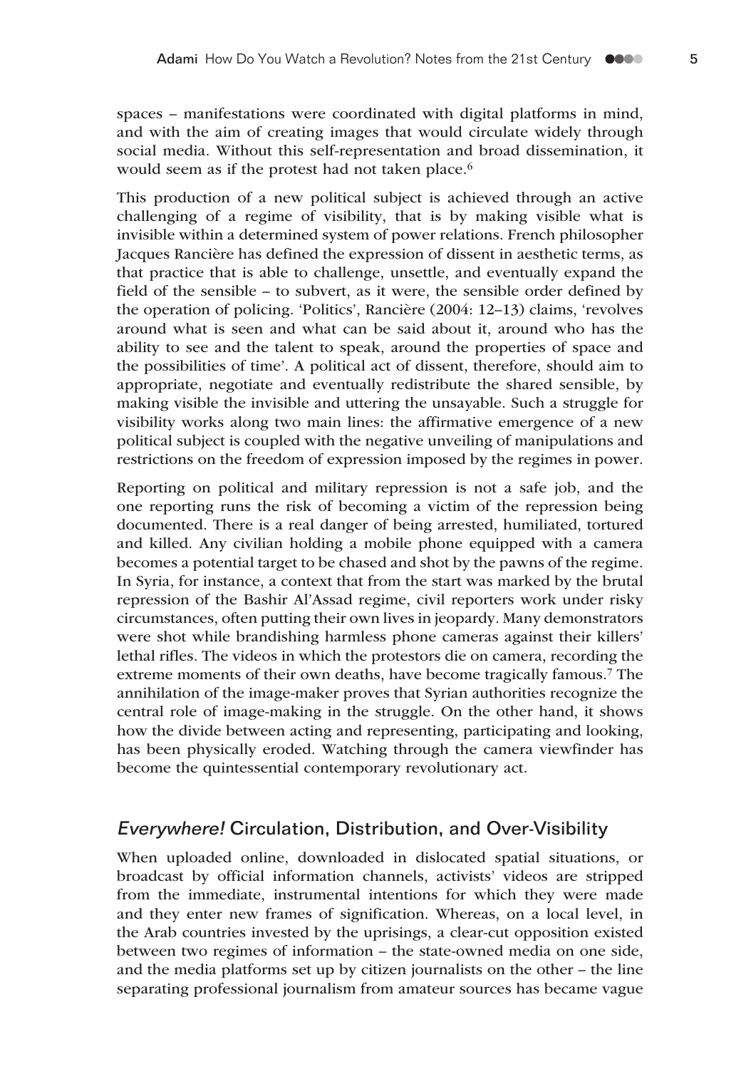spaces – manifestations were coordinated with digital platforms in mind, and with the aim of creating images that would circulate widely through social media. Without this self-representation and broad dissemination, it would seem as if the protest had not taken place.[6]

This production of a new political subject is achieved through an active challenging of a regime of visibility, that is by making visible what is invisible within a determined system of power relations. French philosopher Jacques Rancière has defined the expression of dissent in aesthetic terms, as that practice that is able to challenge, unsettle, and eventually expand the field of the sensible – to subvert, as it were, the sensible order defined by the operation of policing. 'Politics', Rancière (2004: 12–13) claims, 'revolves around what is seen and what can be said about it, around who has the ability to see and the talent to speak, around the properties of space and the possibilities of time'. A political act of dissent, therefore, should aim to appropriate, negotiate and eventually redistribute the shared sensible, by making visible the invisible and uttering the unsayable. Such a struggle for visibility works along two main lines: the affirmative emergence of a new political subject is coupled with the negative unveiling of manipulations and restrictions on the freedom of expression imposed by the regimes in power.

Reporting on political and military repression is not a safe job, and the one reporting runs the risk of becoming a victim of the repression being documented. There is a real danger of being arrested, humiliated, tortured and killed. Any civilian holding a mobile phone equipped with a camera becomes a potential target to be chased and shot by the pawns of the regime. In Syria, for instance, a context that from the start was marked by the brutal repression of the Bashir Al'Assad regime, civil reporters work under risky circumstances, often putting their own lives in jeopardy. Many demonstrators were shot while brandishing harmless phone cameras against their killers' lethal rifles. The videos in which the protestors die on camera, recording the extreme moments of their own deaths, have become tragically famous.[7] The annihilation of the image-maker proves that Syrian authorities recognize the central role of image-making in the struggle. On the other hand, it shows how the divide between acting and representing, participating and looking, has been physically eroded. Watching through the camera viewfinder has become the quintessential contemporary revolutionary act.

## *Everywhere!* Circulation, Distribution, and Over-Visibility

When uploaded online, downloaded in dislocated spatial situations, or broadcast by official information channels, activists' videos are stripped from the immediate, instrumental intentions for which they were made and they enter new frames of signification. Whereas, on a local level, in the Arab countries invested by the uprisings, a clear-cut opposition existed between two regimes of information – the state-owned media on one side, and the media platforms set up by citizen journalists on the other – the line separating professional journalism from amateur sources has became vague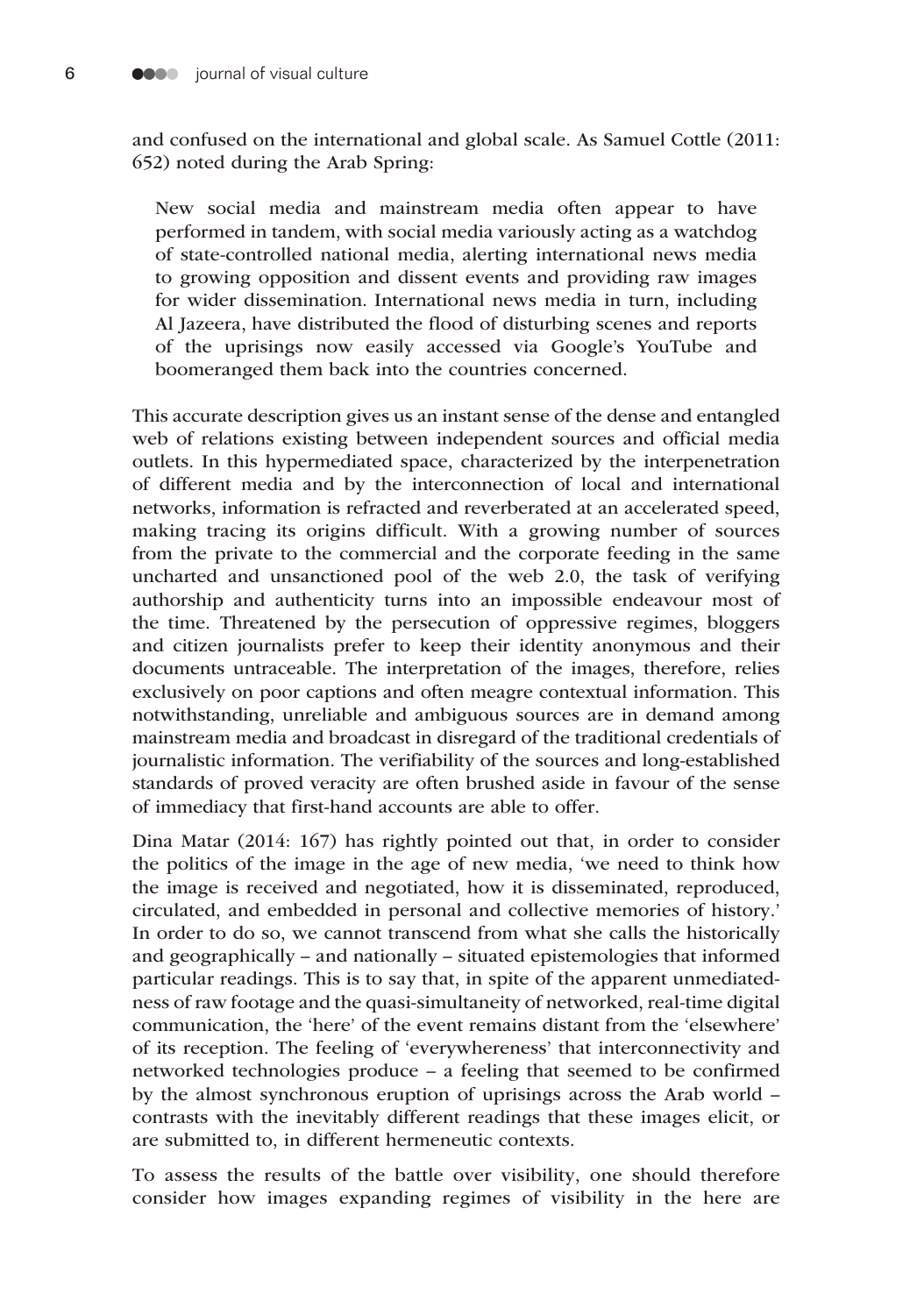and confused on the international and global scale. As Samuel Cottle (2011: 652) noted during the Arab Spring:

> New social media and mainstream media often appear to have performed in tandem, with social media variously acting as a watchdog of state-controlled national media, alerting international news media to growing opposition and dissent events and providing raw images for wider dissemination. International news media in turn, including Al Jazeera, have distributed the flood of disturbing scenes and reports of the uprisings now easily accessed via Google's YouTube and boomeranged them back into the countries concerned.

This accurate description gives us an instant sense of the dense and entangled web of relations existing between independent sources and official media outlets. In this hypermediated space, characterized by the interpenetration of different media and by the interconnection of local and international networks, information is refracted and reverberated at an accelerated speed, making tracing its origins difficult. With a growing number of sources from the private to the commercial and the corporate feeding in the same uncharted and unsanctioned pool of the web 2.0, the task of verifying authorship and authenticity turns into an impossible endeavour most of the time. Threatened by the persecution of oppressive regimes, bloggers and citizen journalists prefer to keep their identity anonymous and their documents untraceable. The interpretation of the images, therefore, relies exclusively on poor captions and often meagre contextual information. This notwithstanding, unreliable and ambiguous sources are in demand among mainstream media and broadcast in disregard of the traditional credentials of journalistic information. The verifiability of the sources and long-established standards of proved veracity are often brushed aside in favour of the sense of immediacy that first-hand accounts are able to offer.

Dina Matar (2014: 167) has rightly pointed out that, in order to consider the politics of the image in the age of new media, 'we need to think how the image is received and negotiated, how it is disseminated, reproduced, circulated, and embedded in personal and collective memories of history.' In order to do so, we cannot transcend from what she calls the historically and geographically – and nationally – situated epistemologies that informed particular readings. This is to say that, in spite of the apparent unmediatedness of raw footage and the quasi-simultaneity of networked, real-time digital communication, the 'here' of the event remains distant from the 'elsewhere' of its reception. The feeling of 'everywhereness' that interconnectivity and networked technologies produce – a feeling that seemed to be confirmed by the almost synchronous eruption of uprisings across the Arab world – contrasts with the inevitably different readings that these images elicit, or are submitted to, in different hermeneutic contexts.

To assess the results of the battle over visibility, one should therefore consider how images expanding regimes of visibility in the here are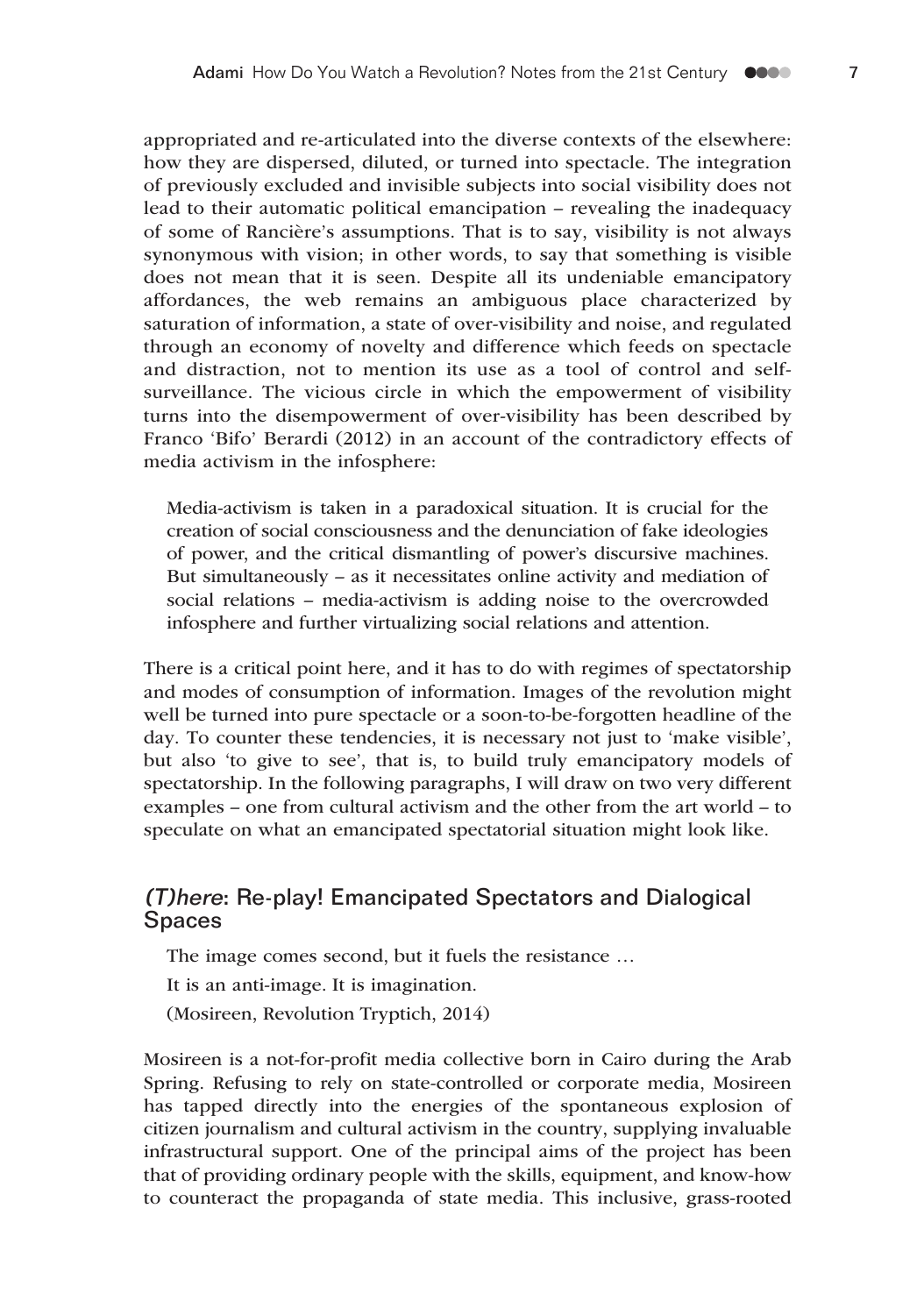appropriated and re-articulated into the diverse contexts of the elsewhere: how they are dispersed, diluted, or turned into spectacle. The integration of previously excluded and invisible subjects into social visibility does not lead to their automatic political emancipation – revealing the inadequacy of some of Rancière's assumptions. That is to say, visibility is not always synonymous with vision; in other words, to say that something is visible does not mean that it is seen. Despite all its undeniable emancipatory affordances, the web remains an ambiguous place characterized by saturation of information, a state of over-visibility and noise, and regulated through an economy of novelty and difference which feeds on spectacle and distraction, not to mention its use as a tool of control and self-surveillance. The vicious circle in which the empowerment of visibility turns into the disempowerment of over-visibility has been described by Franco 'Bifo' Berardi (2012) in an account of the contradictory effects of media activism in the infosphere:

> Media-activism is taken in a paradoxical situation. It is crucial for the creation of social consciousness and the denunciation of fake ideologies of power, and the critical dismantling of power's discursive machines. But simultaneously – as it necessitates online activity and mediation of social relations – media-activism is adding noise to the overcrowded infosphere and further virtualizing social relations and attention.

There is a critical point here, and it has to do with regimes of spectatorship and modes of consumption of information. Images of the revolution might well be turned into pure spectacle or a soon-to-be-forgotten headline of the day. To counter these tendencies, it is necessary not just to 'make visible', but also 'to give to see', that is, to build truly emancipatory models of spectatorship. In the following paragraphs, I will draw on two very different examples – one from cultural activism and the other from the art world – to speculate on what an emancipated spectatorial situation might look like.

## *(T)here*: Re-play! Emancipated Spectators and Dialogical Spaces

> The image comes second, but it fuels the resistance …
>
> It is an anti-image. It is imagination.
>
> (Mosireen, Revolution Tryptich, 2014)

Mosireen is a not-for-profit media collective born in Cairo during the Arab Spring. Refusing to rely on state-controlled or corporate media, Mosireen has tapped directly into the energies of the spontaneous explosion of citizen journalism and cultural activism in the country, supplying invaluable infrastructural support. One of the principal aims of the project has been that of providing ordinary people with the skills, equipment, and know-how to counteract the propaganda of state media. This inclusive, grass-rooted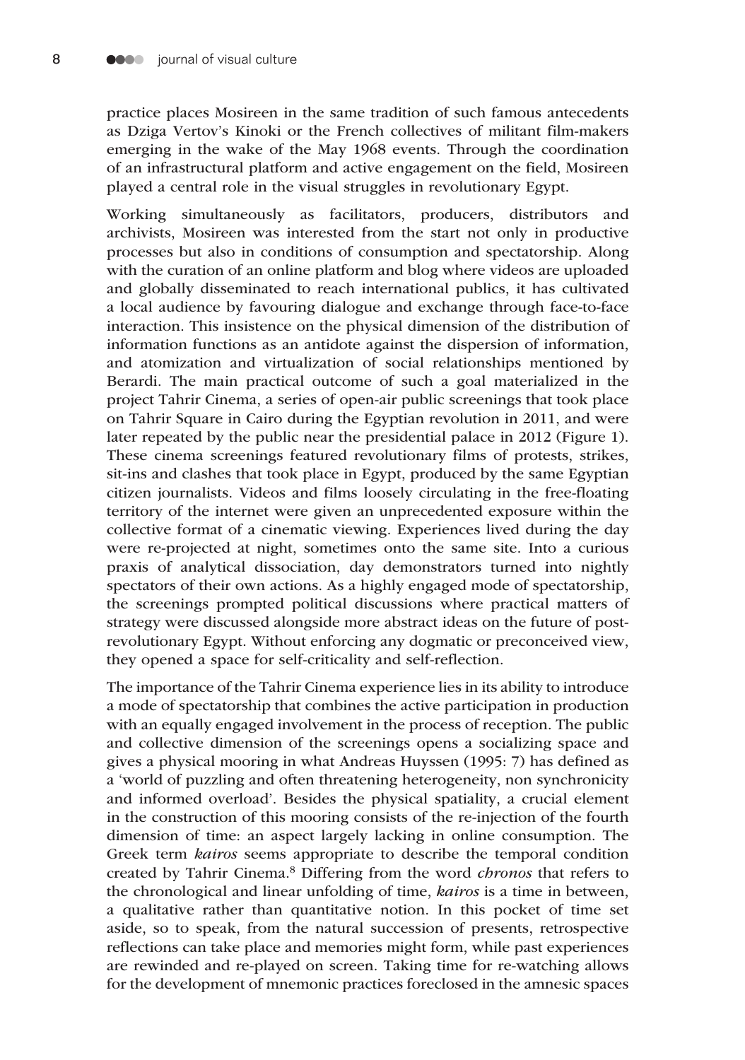practice places Mosireen in the same tradition of such famous antecedents as Dziga Vertov's Kinoki or the French collectives of militant film-makers emerging in the wake of the May 1968 events. Through the coordination of an infrastructural platform and active engagement on the field, Mosireen played a central role in the visual struggles in revolutionary Egypt.

Working simultaneously as facilitators, producers, distributors and archivists, Mosireen was interested from the start not only in productive processes but also in conditions of consumption and spectatorship. Along with the curation of an online platform and blog where videos are uploaded and globally disseminated to reach international publics, it has cultivated a local audience by favouring dialogue and exchange through face-to-face interaction. This insistence on the physical dimension of the distribution of information functions as an antidote against the dispersion of information, and atomization and virtualization of social relationships mentioned by Berardi. The main practical outcome of such a goal materialized in the project Tahrir Cinema, a series of open-air public screenings that took place on Tahrir Square in Cairo during the Egyptian revolution in 2011, and were later repeated by the public near the presidential palace in 2012 (Figure 1). These cinema screenings featured revolutionary films of protests, strikes, sit-ins and clashes that took place in Egypt, produced by the same Egyptian citizen journalists. Videos and films loosely circulating in the free-floating territory of the internet were given an unprecedented exposure within the collective format of a cinematic viewing. Experiences lived during the day were re-projected at night, sometimes onto the same site. Into a curious praxis of analytical dissociation, day demonstrators turned into nightly spectators of their own actions. As a highly engaged mode of spectatorship, the screenings prompted political discussions where practical matters of strategy were discussed alongside more abstract ideas on the future of post-revolutionary Egypt. Without enforcing any dogmatic or preconceived view, they opened a space for self-criticality and self-reflection.

The importance of the Tahrir Cinema experience lies in its ability to introduce a mode of spectatorship that combines the active participation in production with an equally engaged involvement in the process of reception. The public and collective dimension of the screenings opens a socializing space and gives a physical mooring in what Andreas Huyssen (1995: 7) has defined as a 'world of puzzling and often threatening heterogeneity, non synchronicity and informed overload'. Besides the physical spatiality, a crucial element in the construction of this mooring consists of the re-injection of the fourth dimension of time: an aspect largely lacking in online consumption. The Greek term *kairos* seems appropriate to describe the temporal condition created by Tahrir Cinema.[8] Differing from the word *chronos* that refers to the chronological and linear unfolding of time, *kairos* is a time in between, a qualitative rather than quantitative notion. In this pocket of time set aside, so to speak, from the natural succession of presents, retrospective reflections can take place and memories might form, while past experiences are rewinded and re-played on screen. Taking time for re-watching allows for the development of mnemonic practices foreclosed in the amnesic spaces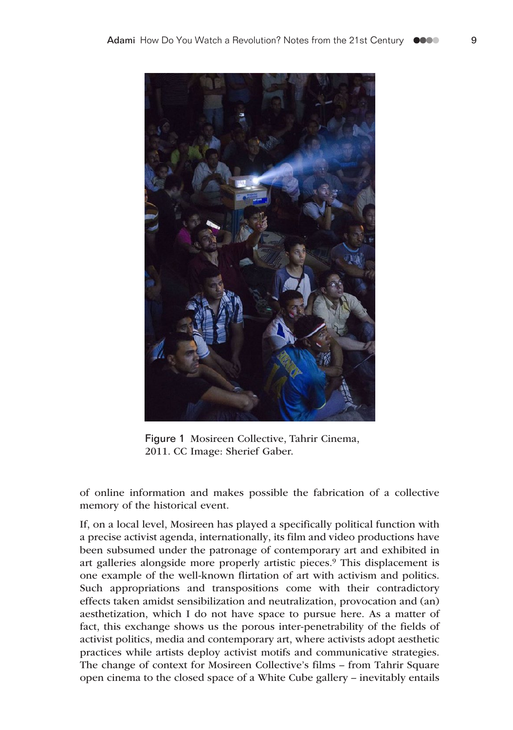Figure 1 Mosireen Collective, Tahrir Cinema, 2011. CC Image: Sherief Gaber.

of online information and makes possible the fabrication of a collective memory of the historical event.

If, on a local level, Mosireen has played a specifically political function with a precise activist agenda, internationally, its film and video productions have been subsumed under the patronage of contemporary art and exhibited in art galleries alongside more properly artistic pieces.[9] This displacement is one example of the well-known flirtation of art with activism and politics. Such appropriations and transpositions come with their contradictory effects taken amidst sensibilization and neutralization, provocation and (an) aesthetization, which I do not have space to pursue here. As a matter of fact, this exchange shows us the porous inter-penetrability of the fields of activist politics, media and contemporary art, where activists adopt aesthetic practices while artists deploy activist motifs and communicative strategies. The change of context for Mosireen Collective's films – from Tahrir Square open cinema to the closed space of a White Cube gallery – inevitably entails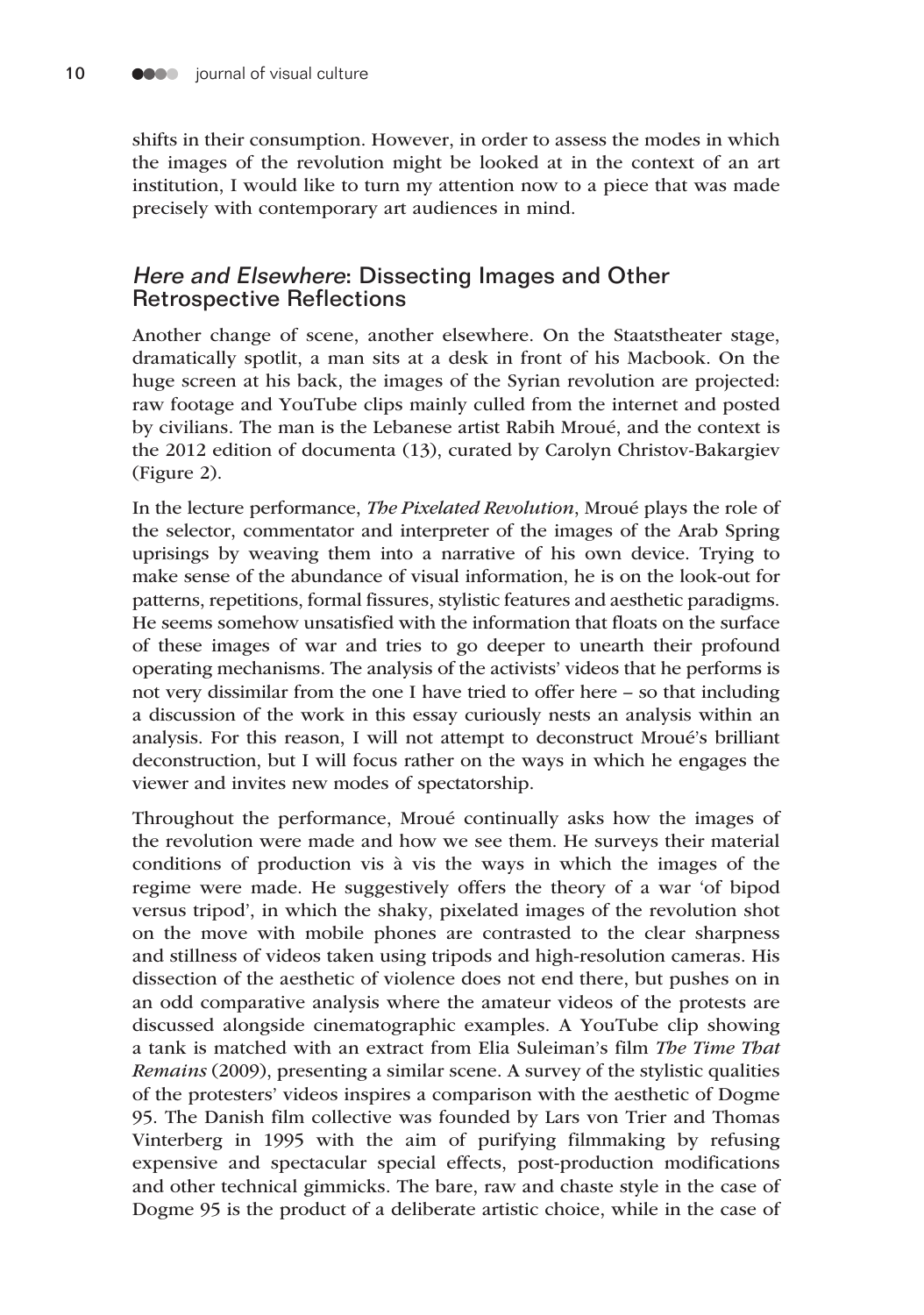shifts in their consumption. However, in order to assess the modes in which the images of the revolution might be looked at in the context of an art institution, I would like to turn my attention now to a piece that was made precisely with contemporary art audiences in mind.

## *Here and Elsewhere*: Dissecting Images and Other Retrospective Reflections

Another change of scene, another elsewhere. On the Staatstheater stage, dramatically spotlit, a man sits at a desk in front of his Macbook. On the huge screen at his back, the images of the Syrian revolution are projected: raw footage and YouTube clips mainly culled from the internet and posted by civilians. The man is the Lebanese artist Rabih Mroué, and the context is the 2012 edition of documenta (13), curated by Carolyn Christov-Bakargiev (Figure 2).

In the lecture performance, *The Pixelated Revolution*, Mroué plays the role of the selector, commentator and interpreter of the images of the Arab Spring uprisings by weaving them into a narrative of his own device. Trying to make sense of the abundance of visual information, he is on the look-out for patterns, repetitions, formal fissures, stylistic features and aesthetic paradigms. He seems somehow unsatisfied with the information that floats on the surface of these images of war and tries to go deeper to unearth their profound operating mechanisms. The analysis of the activists' videos that he performs is not very dissimilar from the one I have tried to offer here – so that including a discussion of the work in this essay curiously nests an analysis within an analysis. For this reason, I will not attempt to deconstruct Mroué's brilliant deconstruction, but I will focus rather on the ways in which he engages the viewer and invites new modes of spectatorship.

Throughout the performance, Mroué continually asks how the images of the revolution were made and how we see them. He surveys their material conditions of production vis à vis the ways in which the images of the regime were made. He suggestively offers the theory of a war 'of bipod versus tripod', in which the shaky, pixelated images of the revolution shot on the move with mobile phones are contrasted to the clear sharpness and stillness of videos taken using tripods and high-resolution cameras. His dissection of the aesthetic of violence does not end there, but pushes on in an odd comparative analysis where the amateur videos of the protests are discussed alongside cinematographic examples. A YouTube clip showing a tank is matched with an extract from Elia Suleiman's film *The Time That Remains* (2009), presenting a similar scene. A survey of the stylistic qualities of the protesters' videos inspires a comparison with the aesthetic of Dogme 95. The Danish film collective was founded by Lars von Trier and Thomas Vinterberg in 1995 with the aim of purifying filmmaking by refusing expensive and spectacular special effects, post-production modifications and other technical gimmicks. The bare, raw and chaste style in the case of Dogme 95 is the product of a deliberate artistic choice, while in the case of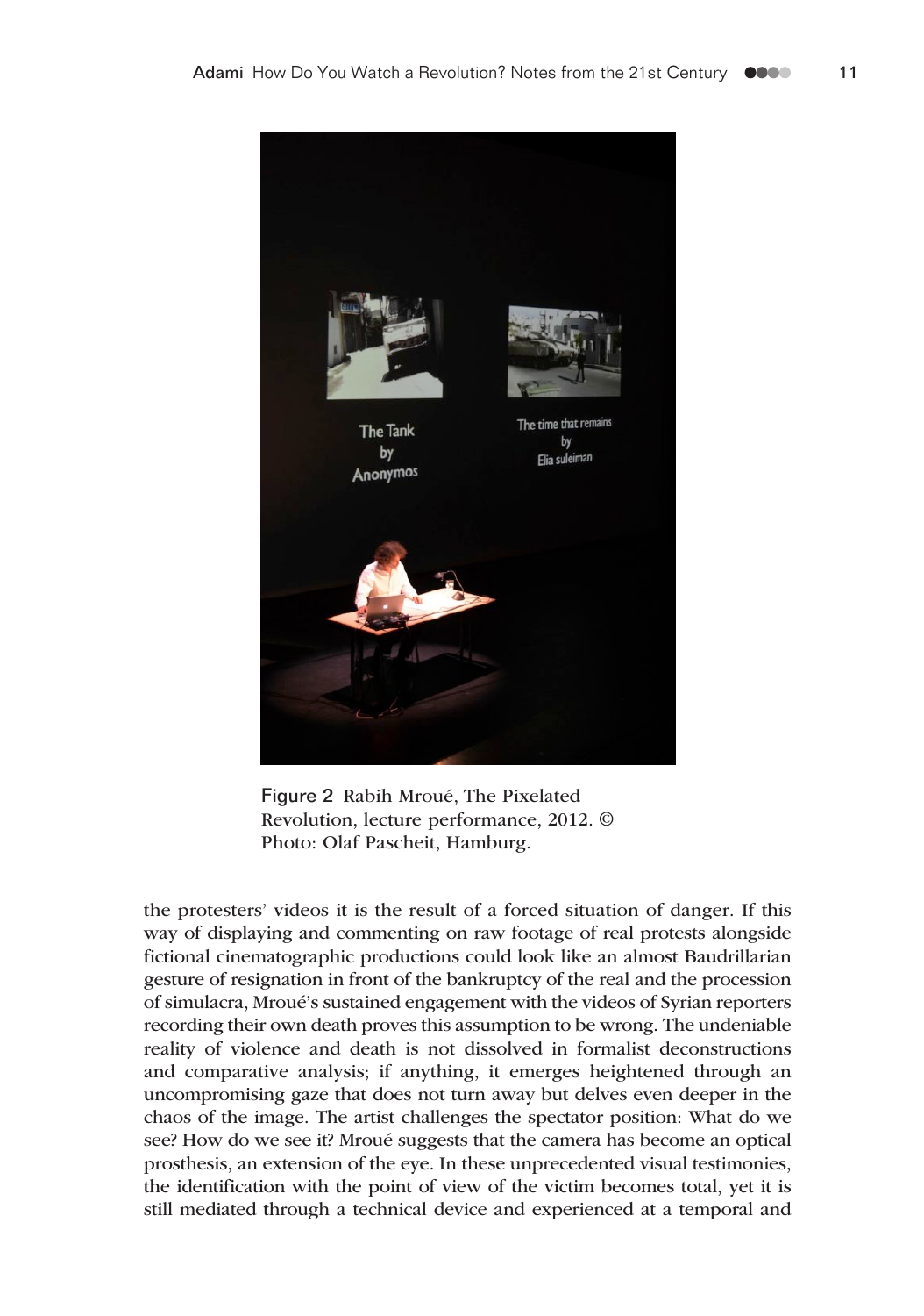Figure 2 Rabih Mroué, The Pixelated Revolution, lecture performance, 2012. © Photo: Olaf Pascheit, Hamburg.

the protesters' videos it is the result of a forced situation of danger. If this way of displaying and commenting on raw footage of real protests alongside fictional cinematographic productions could look like an almost Baudrillarian gesture of resignation in front of the bankruptcy of the real and the procession of simulacra, Mroué's sustained engagement with the videos of Syrian reporters recording their own death proves this assumption to be wrong. The undeniable reality of violence and death is not dissolved in formalist deconstructions and comparative analysis; if anything, it emerges heightened through an uncompromising gaze that does not turn away but delves even deeper in the chaos of the image. The artist challenges the spectator position: What do we see? How do we see it? Mroué suggests that the camera has become an optical prosthesis, an extension of the eye. In these unprecedented visual testimonies, the identification with the point of view of the victim becomes total, yet it is still mediated through a technical device and experienced at a temporal and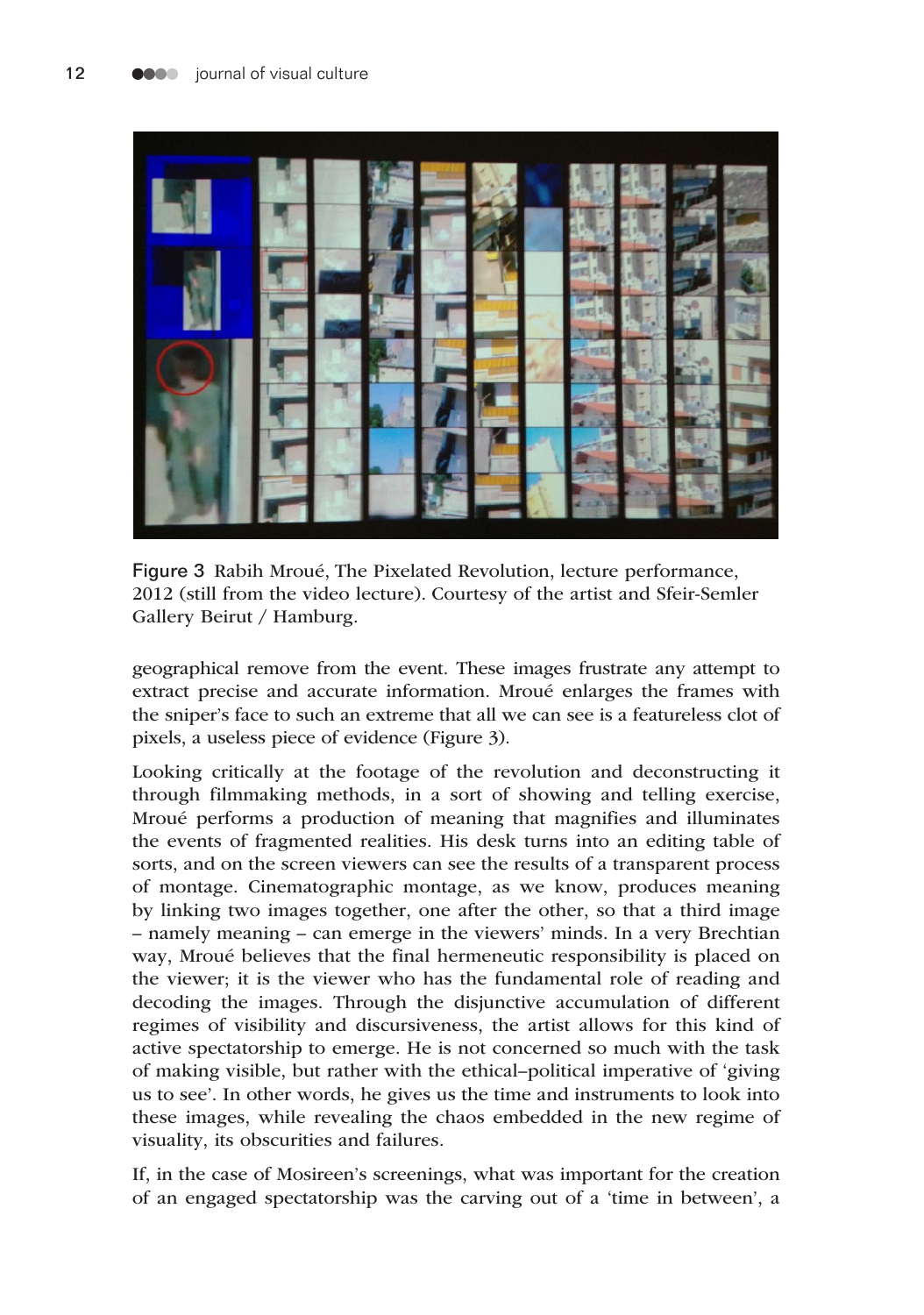Figure 3 Rabih Mroué, The Pixelated Revolution, lecture performance, 2012 (still from the video lecture). Courtesy of the artist and Sfeir-Semler Gallery Beirut / Hamburg.

geographical remove from the event. These images frustrate any attempt to extract precise and accurate information. Mroué enlarges the frames with the sniper's face to such an extreme that all we can see is a featureless clot of pixels, a useless piece of evidence (Figure 3).

Looking critically at the footage of the revolution and deconstructing it through filmmaking methods, in a sort of showing and telling exercise, Mroué performs a production of meaning that magnifies and illuminates the events of fragmented realities. His desk turns into an editing table of sorts, and on the screen viewers can see the results of a transparent process of montage. Cinematographic montage, as we know, produces meaning by linking two images together, one after the other, so that a third image – namely meaning – can emerge in the viewers' minds. In a very Brechtian way, Mroué believes that the final hermeneutic responsibility is placed on the viewer; it is the viewer who has the fundamental role of reading and decoding the images. Through the disjunctive accumulation of different regimes of visibility and discursiveness, the artist allows for this kind of active spectatorship to emerge. He is not concerned so much with the task of making visible, but rather with the ethical–political imperative of 'giving us to see'. In other words, he gives us the time and instruments to look into these images, while revealing the chaos embedded in the new regime of visuality, its obscurities and failures.

If, in the case of Mosireen's screenings, what was important for the creation of an engaged spectatorship was the carving out of a 'time in between', a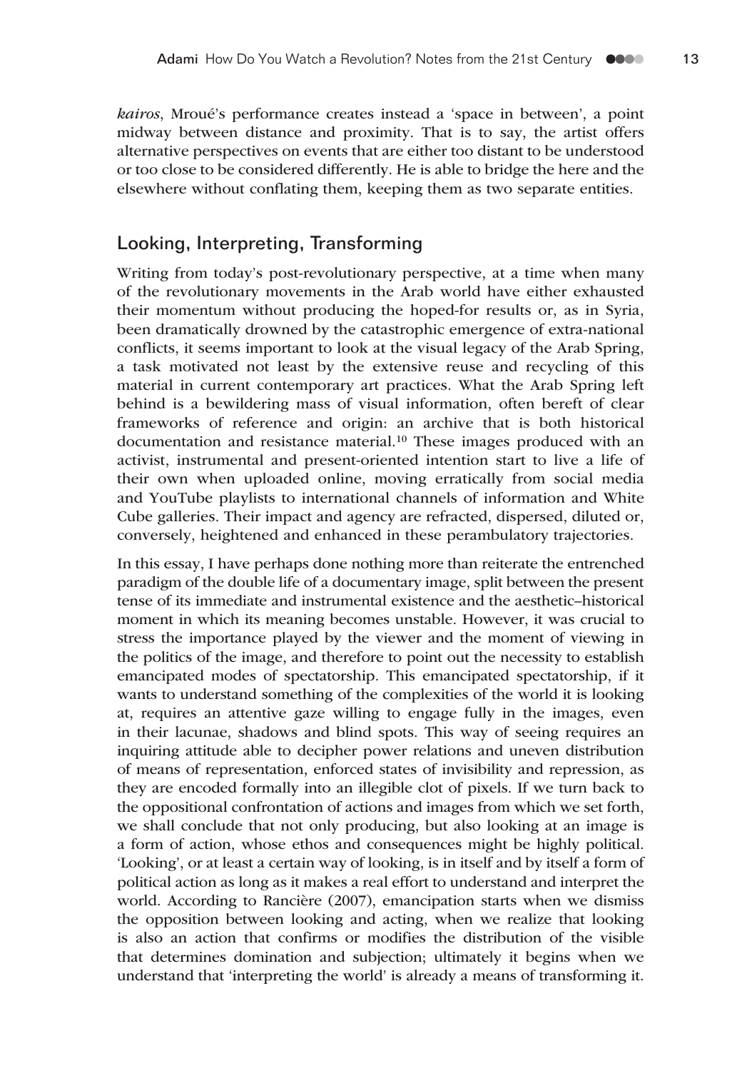*kairos*, Mroué's performance creates instead a 'space in between', a point midway between distance and proximity. That is to say, the artist offers alternative perspectives on events that are either too distant to be understood or too close to be considered differently. He is able to bridge the here and the elsewhere without conflating them, keeping them as two separate entities.

## Looking, Interpreting, Transforming

Writing from today's post-revolutionary perspective, at a time when many of the revolutionary movements in the Arab world have either exhausted their momentum without producing the hoped-for results or, as in Syria, been dramatically drowned by the catastrophic emergence of extra-national conflicts, it seems important to look at the visual legacy of the Arab Spring, a task motivated not least by the extensive reuse and recycling of this material in current contemporary art practices. What the Arab Spring left behind is a bewildering mass of visual information, often bereft of clear frameworks of reference and origin: an archive that is both historical documentation and resistance material.[10] These images produced with an activist, instrumental and present-oriented intention start to live a life of their own when uploaded online, moving erratically from social media and YouTube playlists to international channels of information and White Cube galleries. Their impact and agency are refracted, dispersed, diluted or, conversely, heightened and enhanced in these perambulatory trajectories.

In this essay, I have perhaps done nothing more than reiterate the entrenched paradigm of the double life of a documentary image, split between the present tense of its immediate and instrumental existence and the aesthetic–historical moment in which its meaning becomes unstable. However, it was crucial to stress the importance played by the viewer and the moment of viewing in the politics of the image, and therefore to point out the necessity to establish emancipated modes of spectatorship. This emancipated spectatorship, if it wants to understand something of the complexities of the world it is looking at, requires an attentive gaze willing to engage fully in the images, even in their lacunae, shadows and blind spots. This way of seeing requires an inquiring attitude able to decipher power relations and uneven distribution of means of representation, enforced states of invisibility and repression, as they are encoded formally into an illegible clot of pixels. If we turn back to the oppositional confrontation of actions and images from which we set forth, we shall conclude that not only producing, but also looking at an image is a form of action, whose ethos and consequences might be highly political. 'Looking', or at least a certain way of looking, is in itself and by itself a form of political action as long as it makes a real effort to understand and interpret the world. According to Rancière (2007), emancipation starts when we dismiss the opposition between looking and acting, when we realize that looking is also an action that confirms or modifies the distribution of the visible that determines domination and subjection; ultimately it begins when we understand that 'interpreting the world' is already a means of transforming it.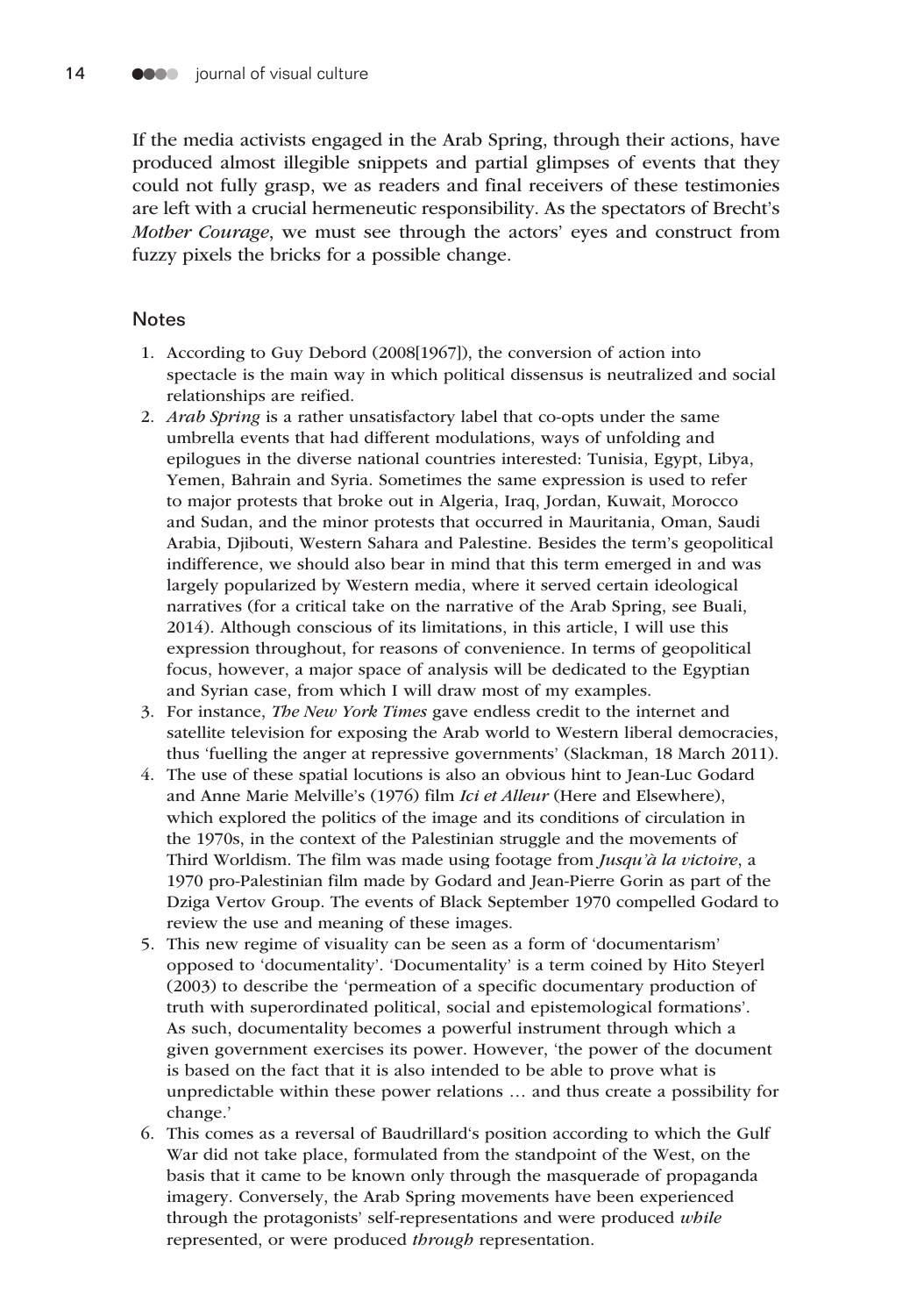If the media activists engaged in the Arab Spring, through their actions, have produced almost illegible snippets and partial glimpses of events that they could not fully grasp, we as readers and final receivers of these testimonies are left with a crucial hermeneutic responsibility. As the spectators of Brecht's *Mother Courage*, we must see through the actors' eyes and construct from fuzzy pixels the bricks for a possible change.

## Notes

1. According to Guy Debord (2008[1967]), the conversion of action into spectacle is the main way in which political dissensus is neutralized and social relationships are reified.
2. *Arab Spring* is a rather unsatisfactory label that co-opts under the same umbrella events that had different modulations, ways of unfolding and epilogues in the diverse national countries interested: Tunisia, Egypt, Libya, Yemen, Bahrain and Syria. Sometimes the same expression is used to refer to major protests that broke out in Algeria, Iraq, Jordan, Kuwait, Morocco and Sudan, and the minor protests that occurred in Mauritania, Oman, Saudi Arabia, Djibouti, Western Sahara and Palestine. Besides the term's geopolitical indifference, we should also bear in mind that this term emerged in and was largely popularized by Western media, where it served certain ideological narratives (for a critical take on the narrative of the Arab Spring, see Buali, 2014). Although conscious of its limitations, in this article, I will use this expression throughout, for reasons of convenience. In terms of geopolitical focus, however, a major space of analysis will be dedicated to the Egyptian and Syrian case, from which I will draw most of my examples.
3. For instance, *The New York Times* gave endless credit to the internet and satellite television for exposing the Arab world to Western liberal democracies, thus 'fuelling the anger at repressive governments' (Slackman, 18 March 2011).
4. The use of these spatial locutions is also an obvious hint to Jean-Luc Godard and Anne Marie Melville's (1976) film *Ici et Alleur* (Here and Elsewhere), which explored the politics of the image and its conditions of circulation in the 1970s, in the context of the Palestinian struggle and the movements of Third Worldism. The film was made using footage from *Jusqu'à la victoire*, a 1970 pro-Palestinian film made by Godard and Jean-Pierre Gorin as part of the Dziga Vertov Group. The events of Black September 1970 compelled Godard to review the use and meaning of these images.
5. This new regime of visuality can be seen as a form of 'documentarism' opposed to 'documentality'. 'Documentality' is a term coined by Hito Steyerl (2003) to describe the 'permeation of a specific documentary production of truth with superordinated political, social and epistemological formations'. As such, documentality becomes a powerful instrument through which a given government exercises its power. However, 'the power of the document is based on the fact that it is also intended to be able to prove what is unpredictable within these power relations … and thus create a possibility for change.'
6. This comes as a reversal of Baudrillard's position according to which the Gulf War did not take place, formulated from the standpoint of the West, on the basis that it came to be known only through the masquerade of propaganda imagery. Conversely, the Arab Spring movements have been experienced through the protagonists' self-representations and were produced *while* represented, or were produced *through* representation.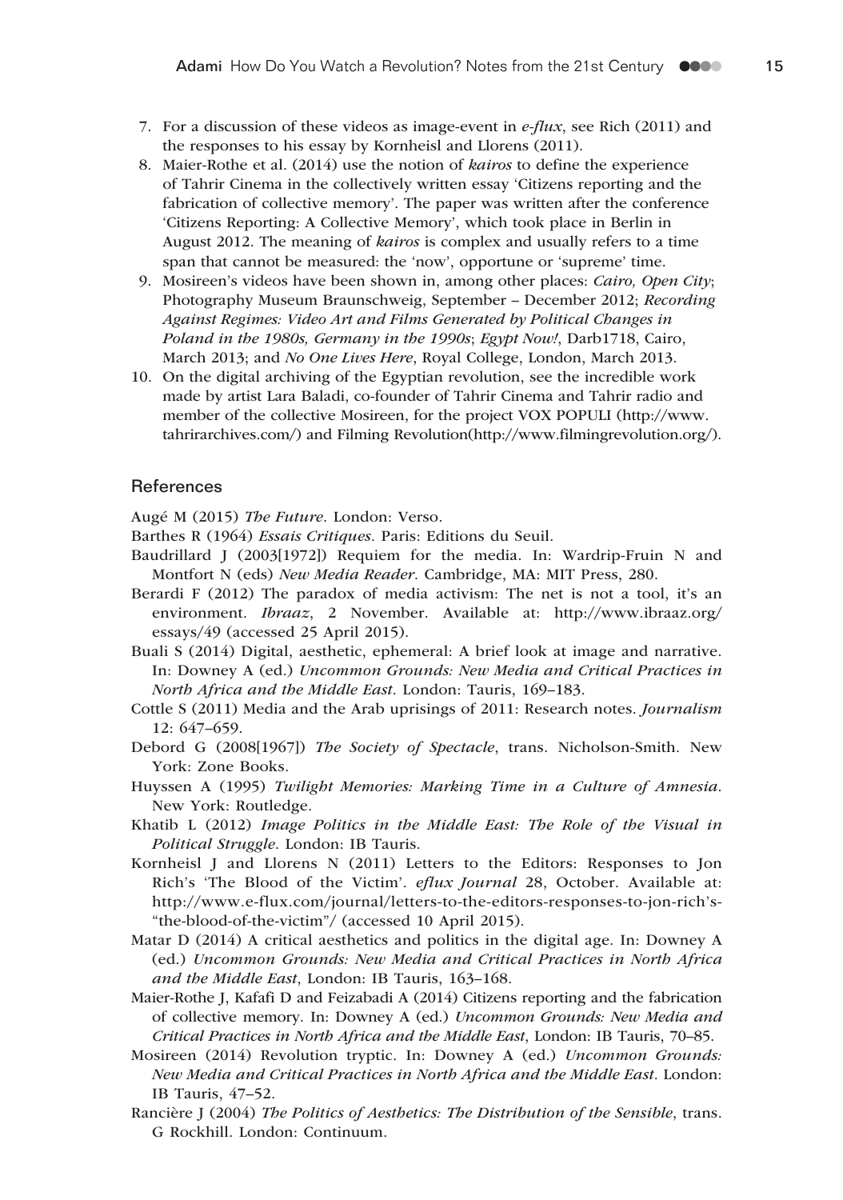7. For a discussion of these videos as image-event in *e-flux*, see Rich (2011) and the responses to his essay by Kornheisl and Llorens (2011).
8. Maier-Rothe et al. (2014) use the notion of *kairos* to define the experience of Tahrir Cinema in the collectively written essay 'Citizens reporting and the fabrication of collective memory'. The paper was written after the conference 'Citizens Reporting: A Collective Memory', which took place in Berlin in August 2012. The meaning of *kairos* is complex and usually refers to a time span that cannot be measured: the 'now', opportune or 'supreme' time.
9. Mosireen's videos have been shown in, among other places: *Cairo, Open City*; Photography Museum Braunschweig, September – December 2012; *Recording Against Regimes: Video Art and Films Generated by Political Changes in Poland in the 1980s, Germany in the 1990s*; *Egypt Now!*, Darb1718, Cairo, March 2013; and *No One Lives Here*, Royal College, London, March 2013.
10. On the digital archiving of the Egyptian revolution, see the incredible work made by artist Lara Baladi, co-founder of Tahrir Cinema and Tahrir radio and member of the collective Mosireen, for the project VOX POPULI (http://www.tahrirarchives.com/) and Filming Revolution(http://www.filmingrevolution.org/).

## References

Augé M (2015) *The Future*. London: Verso.

Barthes R (1964) *Essais Critiques*. Paris: Editions du Seuil.

Baudrillard J (2003[1972]) Requiem for the media. In: Wardrip-Fruin N and Montfort N (eds) *New Media Reader*. Cambridge, MA: MIT Press, 280.

Berardi F (2012) The paradox of media activism: The net is not a tool, it's an environment. *Ibraaz*, 2 November. Available at: http://www.ibraaz.org/essays/49 (accessed 25 April 2015).

Buali S (2014) Digital, aesthetic, ephemeral: A brief look at image and narrative. In: Downey A (ed.) *Uncommon Grounds: New Media and Critical Practices in North Africa and the Middle East*. London: Tauris, 169–183.

Cottle S (2011) Media and the Arab uprisings of 2011: Research notes. *Journalism* 12: 647–659.

Debord G (2008[1967]) *The Society of Spectacle*, trans. Nicholson-Smith. New York: Zone Books.

Huyssen A (1995) *Twilight Memories: Marking Time in a Culture of Amnesia*. New York: Routledge.

Khatib L (2012) *Image Politics in the Middle East: The Role of the Visual in Political Struggle*. London: IB Tauris.

Kornheisl J and Llorens N (2011) Letters to the Editors: Responses to Jon Rich's 'The Blood of the Victim'. *eflux Journal* 28, October. Available at: http://www.e-flux.com/journal/letters-to-the-editors-responses-to-jon-rich's-"the-blood-of-the-victim"/ (accessed 10 April 2015).

Matar D (2014) A critical aesthetics and politics in the digital age. In: Downey A (ed.) *Uncommon Grounds: New Media and Critical Practices in North Africa and the Middle East*, London: IB Tauris, 163–168.

Maier-Rothe J, Kafafi D and Feizabadi A (2014) Citizens reporting and the fabrication of collective memory. In: Downey A (ed.) *Uncommon Grounds: New Media and Critical Practices in North Africa and the Middle East*, London: IB Tauris, 70–85.

Mosireen (2014) Revolution tryptic. In: Downey A (ed.) *Uncommon Grounds: New Media and Critical Practices in North Africa and the Middle East*. London: IB Tauris, 47–52.

Rancière J (2004) *The Politics of Aesthetics: The Distribution of the Sensible*, trans. G Rockhill. London: Continuum.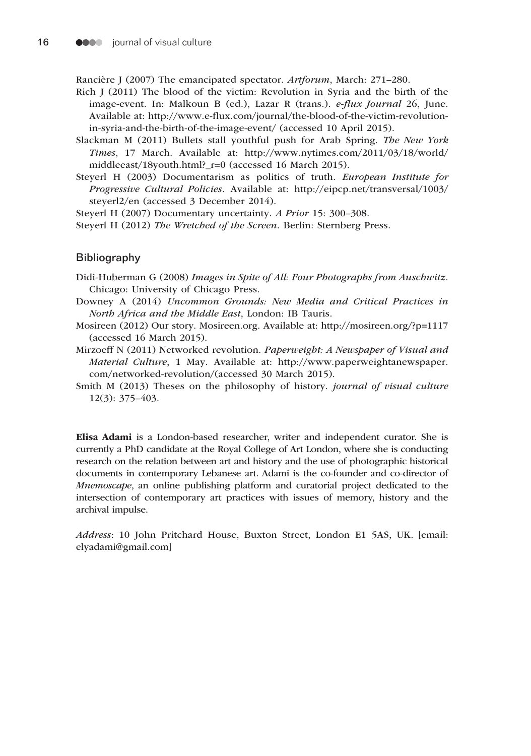Rancière J (2007) The emancipated spectator. *Artforum*, March: 271–280.

Rich J (2011) The blood of the victim: Revolution in Syria and the birth of the image-event. In: Malkoun B (ed.), Lazar R (trans.). *e-flux Journal* 26, June. Available at: http://www.e-flux.com/journal/the-blood-of-the-victim-revolution-in-syria-and-the-birth-of-the-image-event/ (accessed 10 April 2015).

Slackman M (2011) Bullets stall youthful push for Arab Spring. *The New York Times*, 17 March. Available at: http://www.nytimes.com/2011/03/18/world/middleeast/18youth.html?_r=0 (accessed 16 March 2015).

Steyerl H (2003) Documentarism as politics of truth. *European Institute for Progressive Cultural Policies*. Available at: http://eipcp.net/transversal/1003/steyerl2/en (accessed 3 December 2014).

Steyerl H (2007) Documentary uncertainty. *A Prior* 15: 300–308.

Steyerl H (2012) *The Wretched of the Screen*. Berlin: Sternberg Press.

## Bibliography

Didi-Huberman G (2008) *Images in Spite of All: Four Photographs from Auschwitz*. Chicago: University of Chicago Press.

Downey A (2014) *Uncommon Grounds: New Media and Critical Practices in North Africa and the Middle East*, London: IB Tauris.

Mosireen (2012) Our story. Mosireen.org. Available at: http://mosireen.org/?p=1117 (accessed 16 March 2015).

Mirzoeff N (2011) Networked revolution. *Paperweight: A Newspaper of Visual and Material Culture*, 1 May. Available at: http://www.paperweightanewspaper.com/networked-revolution/(accessed 30 March 2015).

Smith M (2013) Theses on the philosophy of history. *journal of visual culture* 12(3): 375–403.

**Elisa Adami** is a London-based researcher, writer and independent curator. She is currently a PhD candidate at the Royal College of Art London, where she is conducting research on the relation between art and history and the use of photographic historical documents in contemporary Lebanese art. Adami is the co-founder and co-director of *Mnemoscape*, an online publishing platform and curatorial project dedicated to the intersection of contemporary art practices with issues of memory, history and the archival impulse.

*Address*: 10 John Pritchard House, Buxton Street, London E1 5AS, UK. [email: elyadami@gmail.com]